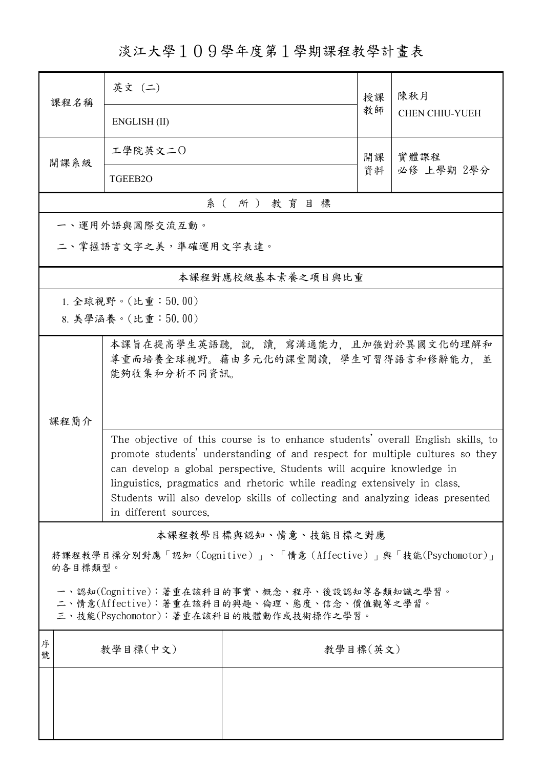# 淡江大學１０９學年度第１學期課程教學計畫表

| 課程名稱 | 英文 (二) | 授課教師 | 陳秋月 |
|---|---|---|---|
| | ENGLISH (II) | | CHEN CHIU-YUEH |
| 開課系級 | 工學院英文二O | 開課資料 | 實體課程 |
| | TGEEB2O | | 必修 上學期 2學分 |

## 系（所）教育目標

一、運用外語與國際交流互動。

二、掌握語言文字之美，準確運用文字表達。

## 本課程對應校級基本素養之項目與比重

1. 全球視野。(比重：50.00)
8. 美學涵養。(比重：50.00)

## 課程簡介

本課旨在提高學生英語聽，說，讀，寫溝通能力，且加強對於異國文化的理解和尊重而培養全球視野。藉由多元化的課堂閱讀，學生可習得語言和修辭能力，並能夠收集和分析不同資訊。

The objective of this course is to enhance students' overall English skills, to promote students' understanding of and respect for multiple cultures so they can develop a global perspective. Students will acquire knowledge in linguistics, pragmatics and rhetoric while reading extensively in class. Students will also develop skills of collecting and analyzing ideas presented in different sources.

## 本課程教學目標與認知、情意、技能目標之對應

將課程教學目標分別對應「認知（Cognitive）」、「情意（Affective）」與「技能(Psychomotor)」的各目標類型。

一、認知(Cognitive)：著重在該科目的事實、概念、程序、後設認知等各類知識之學習。
二、情意(Affective)：著重在該科目的興趣、倫理、態度、信念、價值觀等之學習。
三、技能(Psychomotor)：著重在該科目的肢體動作或技術操作之學習。

| 序號 | 教學目標(中文) | 教學目標(英文) |
|---|---|---|
| | | |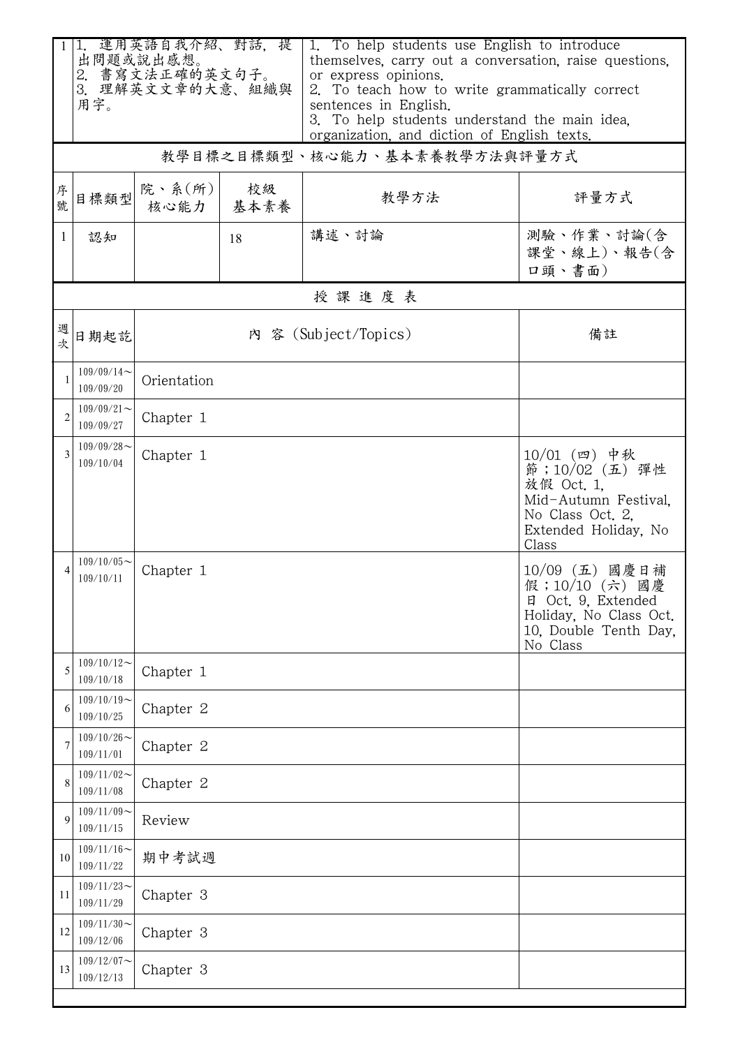| 1 | 1. 運用英語自我介紹、對話，提出問題或說出感想。<br>2. 書寫文法正確的英文句子。<br>3. 理解英文文章的大意、組織與用字。 | 1. To help students use English to introduce themselves, carry out a conversation, raise questions, or express opinions.<br>2. To teach how to write grammatically correct sentences in English.<br>3. To help students understand the main idea, organization, and diction of English texts. |
|---|---|---|

## 教學目標之目標類型、核心能力、基本素養教學方法與評量方式

| 序號 | 目標類型 | 院、系(所)核心能力 | 校級基本素養 | 教學方法 | 評量方式 |
|---|---|---|---|---|---|
| 1 | 認知 | | 18 | 講述、討論 | 測驗、作業、討論(含課堂、線上)、報告(含口頭、書面) |

## 授課進度表

| 週次 | 日期起訖 | 內 容 (Subject/Topics) | 備註 |
|---|---|---|---|
| 1 | 109/09/14～109/09/20 | Orientation | |
| 2 | 109/09/21～109/09/27 | Chapter 1 | |
| 3 | 109/09/28～109/10/04 | Chapter 1 | 10/01 (四) 中秋節；10/02 (五) 彈性放假 Oct. 1, Mid-Autumn Festival, No Class Oct. 2, Extended Holiday, No Class |
| 4 | 109/10/05～109/10/11 | Chapter 1 | 10/09 (五) 國慶日補假；10/10 (六) 國慶日 Oct. 9, Extended Holiday, No Class Oct. 10, Double Tenth Day, No Class |
| 5 | 109/10/12～109/10/18 | Chapter 1 | |
| 6 | 109/10/19～109/10/25 | Chapter 2 | |
| 7 | 109/10/26～109/11/01 | Chapter 2 | |
| 8 | 109/11/02～109/11/08 | Chapter 2 | |
| 9 | 109/11/09～109/11/15 | Review | |
| 10 | 109/11/16～109/11/22 | 期中考試週 | |
| 11 | 109/11/23～109/11/29 | Chapter 3 | |
| 12 | 109/11/30～109/12/06 | Chapter 3 | |
| 13 | 109/12/07～109/12/13 | Chapter 3 | |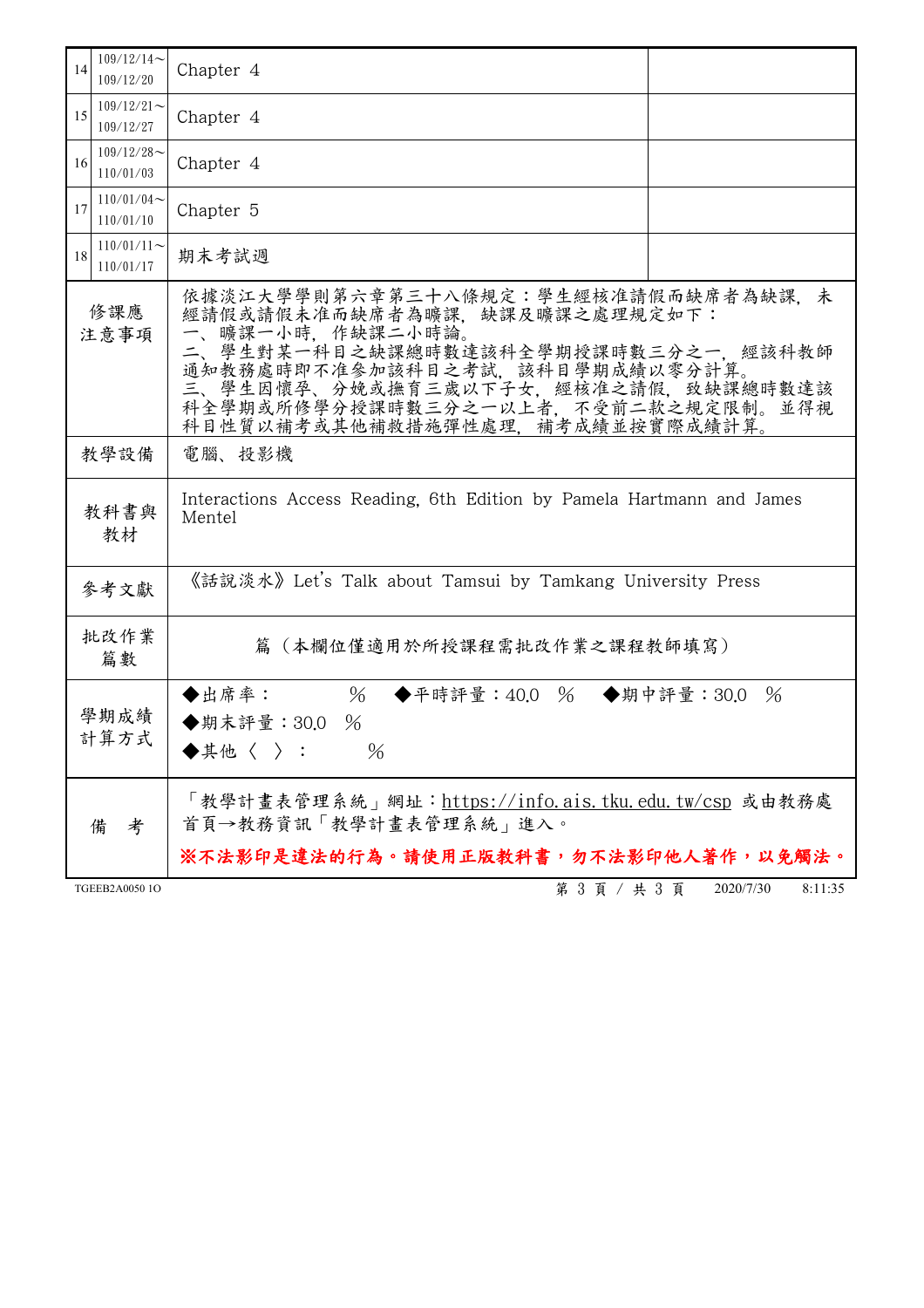| | | | |
|---|---|---|---|
| 14 | 109/12/14～<br>109/12/20 | Chapter 4 | |
| 15 | 109/12/21～<br>109/12/27 | Chapter 4 | |
| 16 | 109/12/28～<br>110/01/03 | Chapter 4 | |
| 17 | 110/01/04～<br>110/01/10 | Chapter 5 | |
| 18 | 110/01/11～<br>110/01/17 | 期末考試週 | |

| | |
|---|---|
| 修課應注意事項 | 依據淡江大學學則第六章第三十八條規定：學生經核准請假而缺席者為缺課，未經請假或請假未准而缺席者為曠課，缺課及曠課之處理規定如下：<br>一、曠課一小時，作缺課二小時論。<br>二、學生對某一科目之缺課總時數達該科全學期授課時數三分之一，經該科教師通知教務處時即不准參加該科目之考試，該科目學期成績以零分計算。<br>三、學生因懷孕、分娩或撫育三歲以下子女，經核准之請假，致缺課總時數達該科全學期或所修學分授課時數三分之一以上者，不受前二款之規定限制。並得視科目性質以補考或其他補救措施彈性處理，補考成績並按實際成績計算。 |
| 教學設備 | 電腦、投影機 |
| 教科書與教材 | Interactions Access Reading, 6th Edition by Pamela Hartmann and James Mentel |
| 參考文獻 | 《話說淡水》Let's Talk about Tamsui by Tamkang University Press |
| 批改作業篇數 | 篇（本欄位僅適用於所授課程需批改作業之課程教師填寫） |
| 學期成績計算方式 | ◆出席率：　　％　◆平時評量：40.0　％　◆期中評量：30.0　％<br>◆期末評量：30.0　％<br>◆其他〈　〉：　　％ |
| 備　考 | 「教學計畫表管理系統」網址：https://info.ais.tku.edu.tw/csp 或由教務處首頁→教務資訊「教學計畫表管理系統」進入。<br>**※不法影印是違法的行為。請使用正版教科書，勿不法影印他人著作，以免觸法。** |

TGEEB2A0050 1O　　2020/7/30　8:11:35